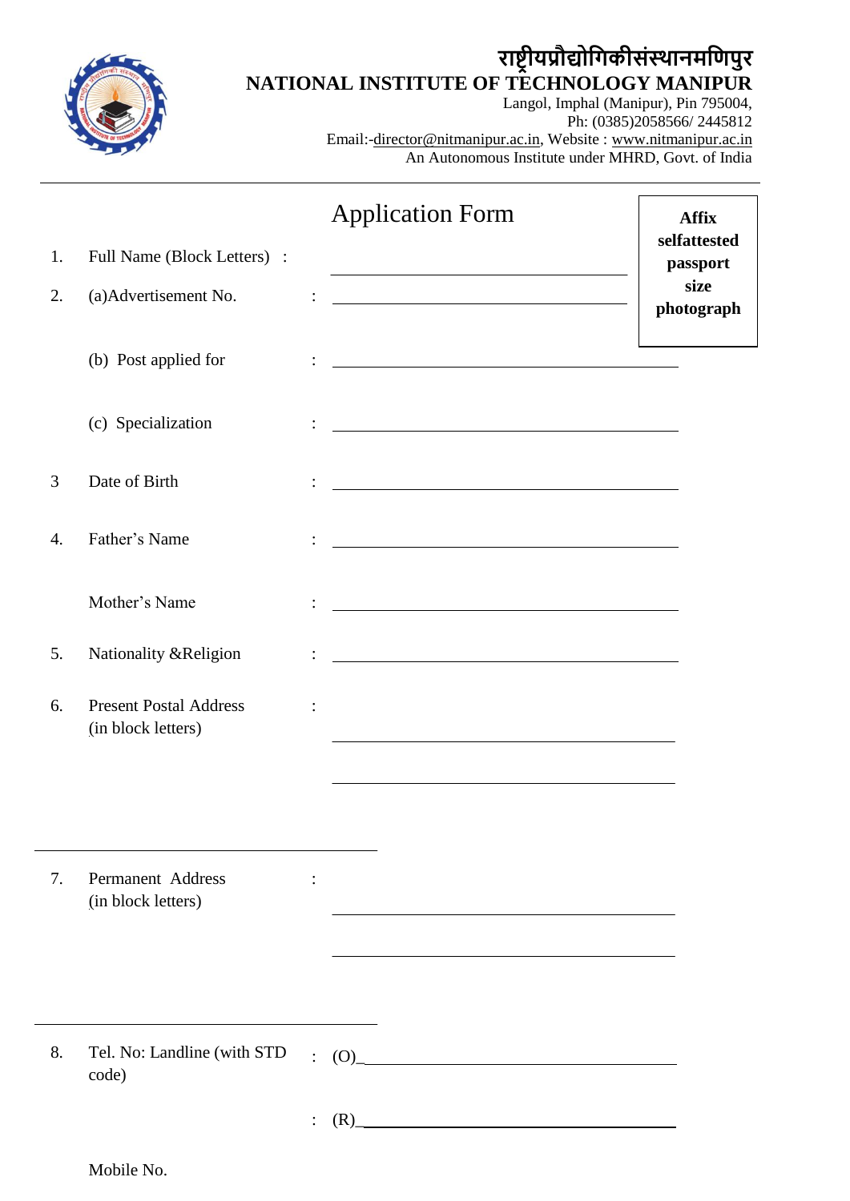# राष्ट्रीयप्रौद्योगिकीसंस्थानमणिपुर

## NATIONAL INSTITUTE OF TECHNOLOGY MANIPUR

Langol, Imphal (Manipur), Pin 795004,
Ph: (0385)2058566/ 2445812
Email:-director@nitmanipur.ac.in, Website : www.nitmanipur.ac.in
An Autonomous Institute under MHRD, Govt. of India

---

## Application Form

**Affix selfattested passport size photograph**

1. Full Name (Block Letters) : ____________________

2. (a)Advertisement No. : ____________________

   (b) Post applied for : ____________________

   (c) Specialization : ____________________

3 Date of Birth : ____________________

4. Father's Name : ____________________

   Mother's Name : ____________________

5. Nationality &Religion : ____________________

6. Present Postal Address (in block letters) :

   ____________________

   ____________________

   ____________________

7. Permanent Address (in block letters) :

   ____________________

   ____________________

   ____________________

8. Tel. No: Landline (with STD code) : (O)____________________

   : (R)____________________

   Mobile No.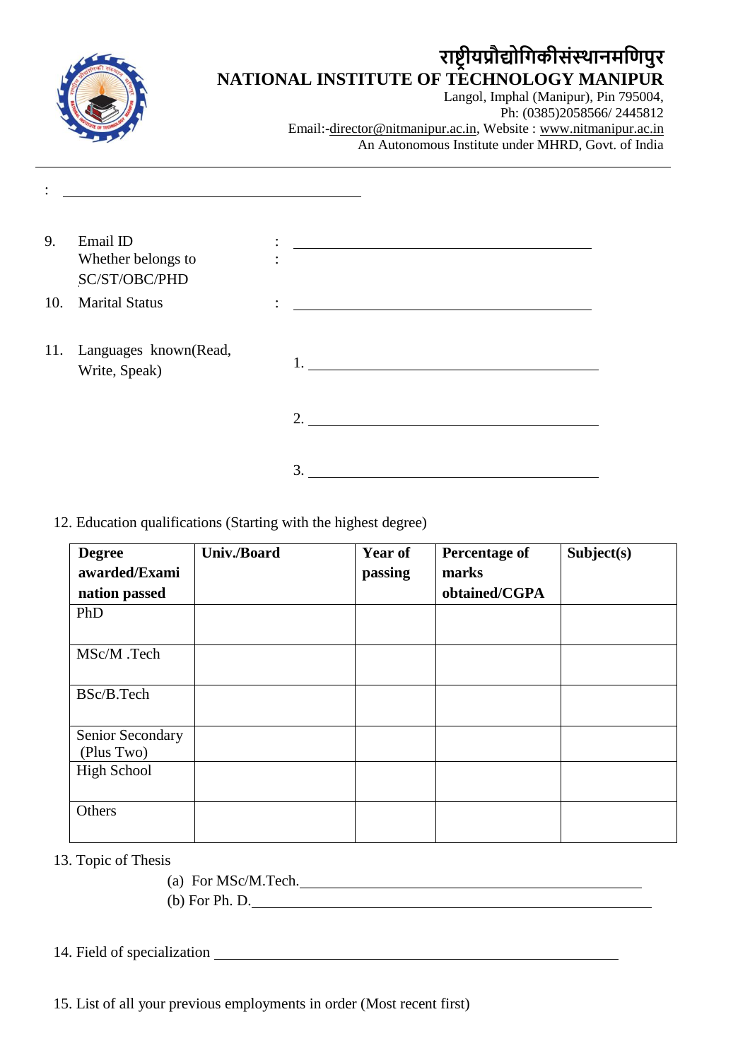# राष्ट्रीयप्रौद्योगिकीसंस्थानमणिपुर

# NATIONAL INSTITUTE OF TECHNOLOGY MANIPUR

Langol, Imphal (Manipur), Pin 795004,
Ph: (0385)2058566/ 2445812
Email:-director@nitmanipur.ac.in, Website : www.nitmanipur.ac.in
An Autonomous Institute under MHRD, Govt. of India

: ______________________________

9. Email ID : ______________________________
   Whether belongs to SC/ST/OBC/PHD :
10. Marital Status : ______________________________
11. Languages known(Read, Write, Speak)
    1. ______________________________
    2. ______________________________
    3. ______________________________

12. Education qualifications (Starting with the highest degree)

| **Degree awarded/Examination passed** | **Univ./Board** | **Year of passing** | **Percentage of marks obtained/CGPA** | **Subject(s)** |
|---|---|---|---|---|
| PhD | | | | |
| MSc/M .Tech | | | | |
| BSc/B.Tech | | | | |
| Senior Secondary (Plus Two) | | | | |
| High School | | | | |
| Others | | | | |

13. Topic of Thesis
    (a) For MSc/M.Tech.______________________________
    (b) For Ph. D.______________________________

14. Field of specialization ______________________________

15. List of all your previous employments in order (Most recent first)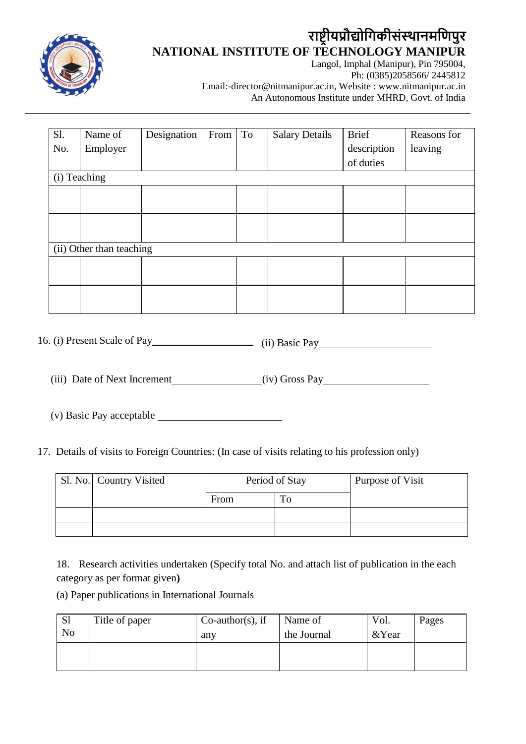# राष्ट्रीयप्रौद्योगिकीसंस्थानमणिपुर

## NATIONAL INSTITUTE OF TECHNOLOGY MANIPUR

Langol, Imphal (Manipur), Pin 795004,
Ph: (0385)2058566/ 2445812
Email:-director@nitmanipur.ac.in, Website : www.nitmanipur.ac.in
An Autonomous Institute under MHRD, Govt. of India

---

| Sl. No. | Name of Employer | Designation | From | To | Salary Details | Brief description of duties | Reasons for leaving |
|---|---|---|---|---|---|---|---|
| (i) Teaching | | | | | | | |
| | | | | | | | |
| | | | | | | | |
| (ii) Other than teaching | | | | | | | |
| | | | | | | | |
| | | | | | | | |

16. (i) Present Scale of Pay____________________ (ii) Basic Pay______________________

 (iii) Date of Next Increment_________________(iv) Gross Pay____________________

 (v) Basic Pay acceptable ________________________

17. Details of visits to Foreign Countries: (In case of visits relating to his profession only)

| Sl. No. | Country Visited | Period of Stay | | Purpose of Visit |
|---|---|---|---|---|
| | | From | To | |
| | | | | |
| | | | | |

18. Research activities undertaken (Specify total No. and attach list of publication in the each category as per format given**)**

(a) Paper publications in International Journals

| Sl No | Title of paper | Co-author(s), if any | Name of the Journal | Vol. &Year | Pages |
|---|---|---|---|---|---|
| | | | | | |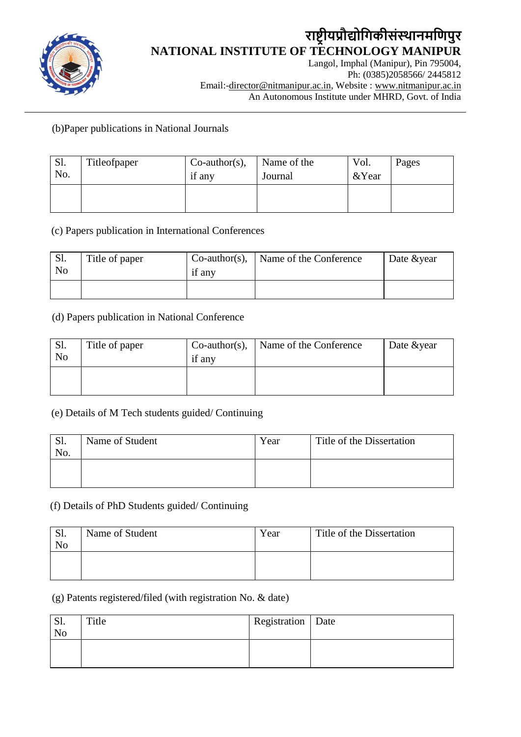# राष्ट्रीयप्रौद्योगिकीसंस्थानमणिपुर

## NATIONAL INSTITUTE OF TECHNOLOGY MANIPUR

Langol, Imphal (Manipur), Pin 795004,
Ph: (0385)2058566/ 2445812
Email:-director@nitmanipur.ac.in, Website : www.nitmanipur.ac.in
An Autonomous Institute under MHRD, Govt. of India

---

(b)Paper publications in National Journals

| Sl. No. | Titleofpaper | Co-author(s), if any | Name of the Journal | Vol. &Year | Pages |
|---|---|---|---|---|---|
| | | | | | |

(c) Papers publication in International Conferences

| Sl. No | Title of paper | Co-author(s), if any | Name of the Conference | Date &year |
|---|---|---|---|---|
| | | | | |

(d) Papers publication in National Conference

| Sl. No | Title of paper | Co-author(s), if any | Name of the Conference | Date &year |
|---|---|---|---|---|
| | | | | |

(e) Details of M Tech students guided/ Continuing

| Sl. No. | Name of Student | Year | Title of the Dissertation |
|---|---|---|---|
| | | | |

(f) Details of PhD Students guided/ Continuing

| Sl. No | Name of Student | Year | Title of the Dissertation |
|---|---|---|---|
| | | | |

(g) Patents registered/filed (with registration No. & date)

| Sl. No | Title | Registration | Date |
|---|---|---|---|
| | | | |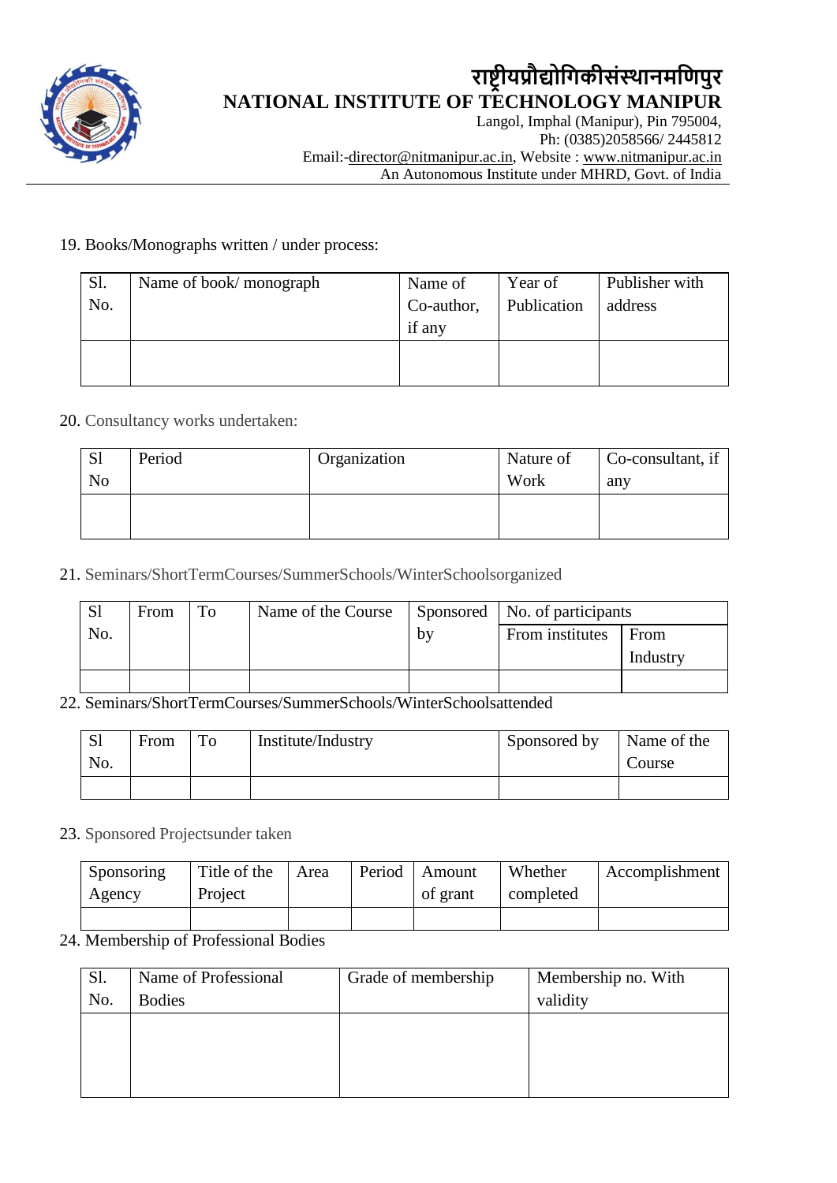# राष्ट्रीयप्रौद्योगिकीसंस्थानमणिपुर

## NATIONAL INSTITUTE OF TECHNOLOGY MANIPUR

Langol, Imphal (Manipur), Pin 795004,
Ph: (0385)2058566/ 2445812
Email:-director@nitmanipur.ac.in, Website : www.nitmanipur.ac.in
An Autonomous Institute under MHRD, Govt. of India

19. Books/Monographs written / under process:

| Sl. No. | Name of book/ monograph | Name of Co-author, if any | Year of Publication | Publisher with address |
|---|---|---|---|---|
| | | | | |

20. Consultancy works undertaken:

| Sl No | Period | Organization | Nature of Work | Co-consultant, if any |
|---|---|---|---|---|
| | | | | |

21. Seminars/ShortTermCourses/SummerSchools/WinterSchoolsorganized

| Sl No. | From | To | Name of the Course | Sponsored by | No. of participants | |
|---|---|---|---|---|---|---|
| | | | | | From institutes | From Industry |
| | | | | | | |

22. Seminars/ShortTermCourses/SummerSchools/WinterSchoolsattended

| Sl No. | From | To | Institute/Industry | Sponsored by | Name of the Course |
|---|---|---|---|---|---|
| | | | | | |

23. Sponsored Projectsunder taken

| Sponsoring Agency | Title of the Project | Area | Period | Amount of grant | Whether completed | Accomplishment |
|---|---|---|---|---|---|---|
| | | | | | | |

24. Membership of Professional Bodies

| Sl. No. | Name of Professional Bodies | Grade of membership | Membership no. With validity |
|---|---|---|---|
| | | | |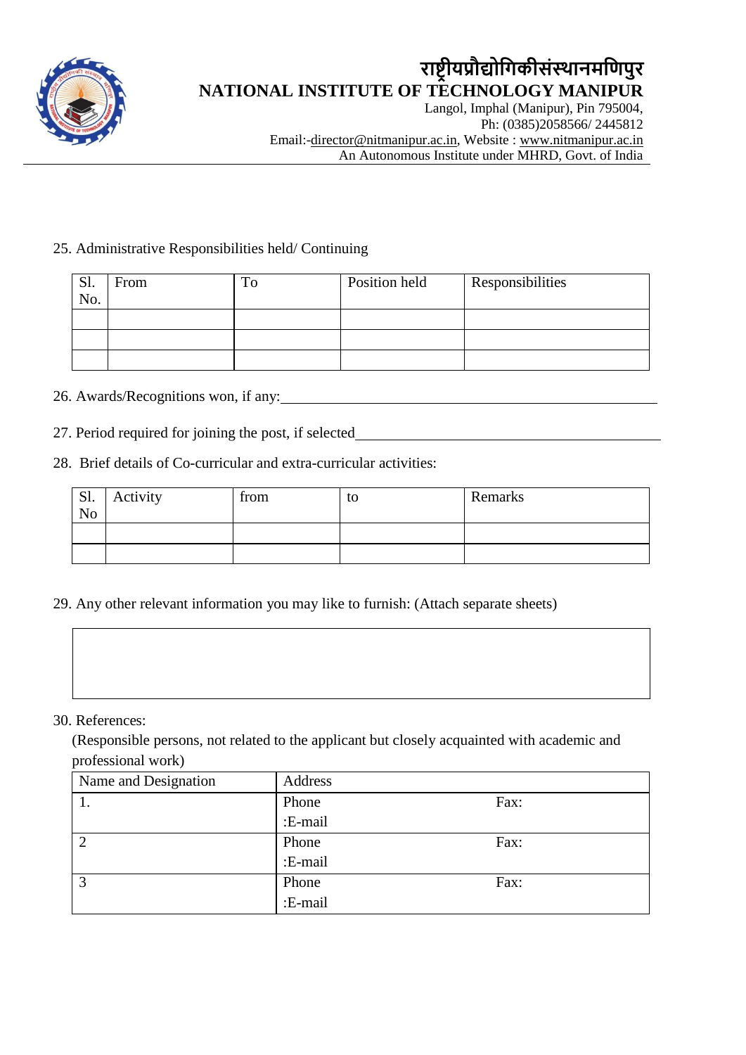# राष्ट्रीयप्रौद्योगिकीसंस्थानमणिपुर

## NATIONAL INSTITUTE OF TECHNOLOGY MANIPUR

Langol, Imphal (Manipur), Pin 795004,
Ph: (0385)2058566/ 2445812
Email:-director@nitmanipur.ac.in, Website : www.nitmanipur.ac.in
An Autonomous Institute under MHRD, Govt. of India

25. Administrative Responsibilities held/ Continuing

| Sl. No. | From | To | Position held | Responsibilities |
|---|---|---|---|---|
| | | | | |
| | | | | |
| | | | | |

26. Awards/Recognitions won, if any:\_\_\_\_\_\_\_\_\_\_\_\_\_\_\_\_\_\_\_\_\_\_\_\_\_\_\_\_\_\_\_\_\_\_\_\_\_\_\_\_

27. Period required for joining the post, if selected\_\_\_\_\_\_\_\_\_\_\_\_\_\_\_\_\_\_\_\_\_\_\_\_\_\_\_\_\_\_\_\_\_\_\_\_

28. Brief details of Co-curricular and extra-curricular activities:

| Sl. No | Activity | from | to | Remarks |
|---|---|---|---|---|
| | | | | |
| | | | | |

29. Any other relevant information you may like to furnish: (Attach separate sheets)

| |
|---|
| |

30. References:

(Responsible persons, not related to the applicant but closely acquainted with academic and professional work)

| Name and Designation | Address | |
|---|---|---|
| 1. | Phone<br>:E-mail | Fax: |
| 2 | Phone<br>:E-mail | Fax: |
| 3 | Phone<br>:E-mail | Fax: |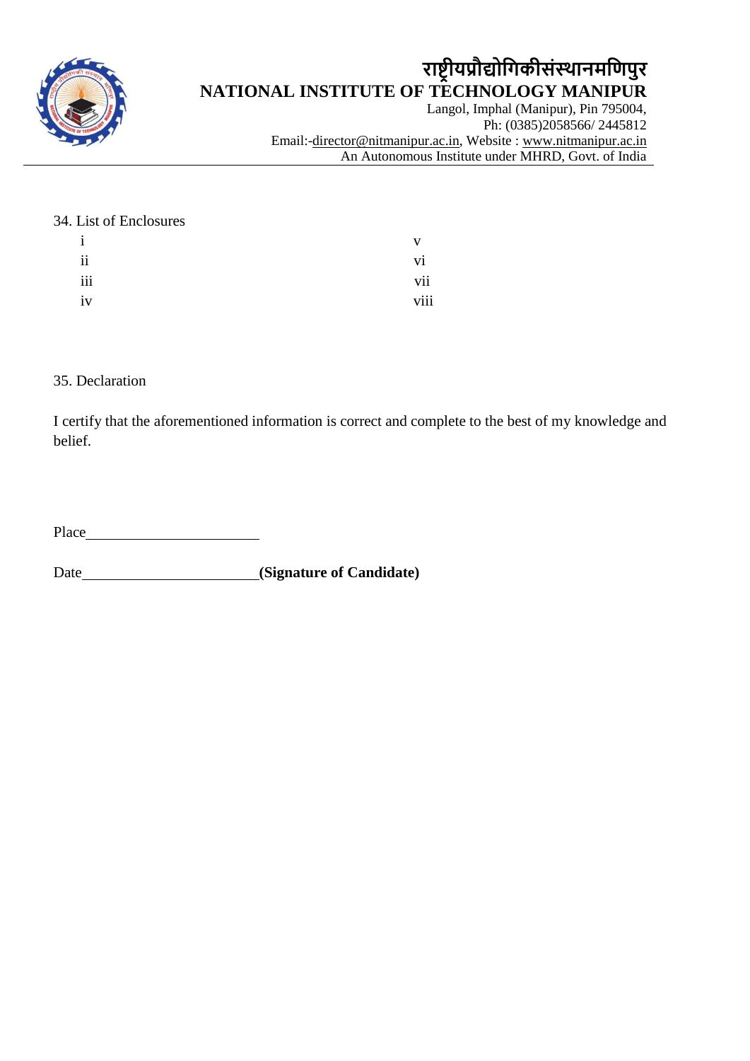# राष्ट्रीयप्रौद्योगिकीसंस्थानमणिपुर

## NATIONAL INSTITUTE OF TECHNOLOGY MANIPUR

Langol, Imphal (Manipur), Pin 795004,
Ph: (0385)2058566/ 2445812
Email:-director@nitmanipur.ac.in, Website : www.nitmanipur.ac.in
An Autonomous Institute under MHRD, Govt. of India

34. List of Enclosures

| | |
|---|---|
| i | v |
| ii | vi |
| iii | vii |
| iv | viii |

35. Declaration

I certify that the aforementioned information is correct and complete to the best of my knowledge and belief.

Place________________________

Date________________________ **(Signature of Candidate)**